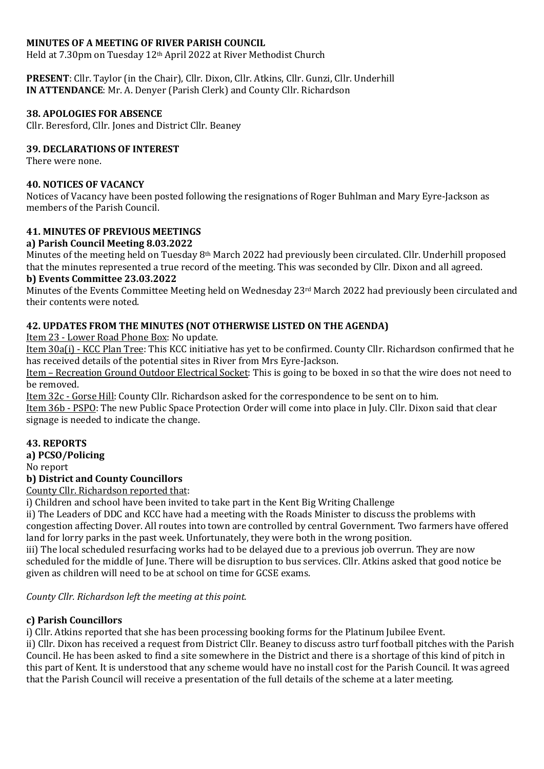**MINUTES OF A MEETING OF RIVER PARISH COUNCIL**

Held at 7.30pm on Tuesday 12th April 2022 at River Methodist Church

**PRESENT**: Cllr. Taylor (in the Chair), Cllr. Dixon, Cllr. Atkins, Cllr. Gunzi, Cllr. Underhill
**IN ATTENDANCE**: Mr. A. Denyer (Parish Clerk) and County Cllr. Richardson

**38. APOLOGIES FOR ABSENCE**

Cllr. Beresford, Cllr. Jones and District Cllr. Beaney

**39. DECLARATIONS OF INTEREST**

There were none.

**40. NOTICES OF VACANCY**

Notices of Vacancy have been posted following the resignations of Roger Buhlman and Mary Eyre-Jackson as members of the Parish Council.

**41. MINUTES OF PREVIOUS MEETINGS**

**a) Parish Council Meeting 8.03.2022**

Minutes of the meeting held on Tuesday 8th March 2022 had previously been circulated. Cllr. Underhill proposed that the minutes represented a true record of the meeting. This was seconded by Cllr. Dixon and all agreed.

**b) Events Committee 23.03.2022**

Minutes of the Events Committee Meeting held on Wednesday 23rd March 2022 had previously been circulated and their contents were noted.

**42. UPDATES FROM THE MINUTES (NOT OTHERWISE LISTED ON THE AGENDA)**

Item 23 - Lower Road Phone Box: No update.

Item 30a(i) - KCC Plan Tree: This KCC initiative has yet to be confirmed. County Cllr. Richardson confirmed that he has received details of the potential sites in River from Mrs Eyre-Jackson.

Item – Recreation Ground Outdoor Electrical Socket: This is going to be boxed in so that the wire does not need to be removed.

Item 32c - Gorse Hill: County Cllr. Richardson asked for the correspondence to be sent on to him.

Item 36b - PSPO: The new Public Space Protection Order will come into place in July. Cllr. Dixon said that clear signage is needed to indicate the change.

**43. REPORTS**

**a) PCSO/Policing**

No report

**b) District and County Councillors**

County Cllr. Richardson reported that:

i) Children and school have been invited to take part in the Kent Big Writing Challenge

ii) The Leaders of DDC and KCC have had a meeting with the Roads Minister to discuss the problems with congestion affecting Dover. All routes into town are controlled by central Government. Two farmers have offered land for lorry parks in the past week. Unfortunately, they were both in the wrong position.

iii) The local scheduled resurfacing works had to be delayed due to a previous job overrun. They are now scheduled for the middle of June. There will be disruption to bus services. Cllr. Atkins asked that good notice be given as children will need to be at school on time for GCSE exams.

*County Cllr. Richardson left the meeting at this point.*

**c) Parish Councillors**

i) Cllr. Atkins reported that she has been processing booking forms for the Platinum Jubilee Event.

ii) Cllr. Dixon has received a request from District Cllr. Beaney to discuss astro turf football pitches with the Parish Council. He has been asked to find a site somewhere in the District and there is a shortage of this kind of pitch in this part of Kent. It is understood that any scheme would have no install cost for the Parish Council. It was agreed that the Parish Council will receive a presentation of the full details of the scheme at a later meeting.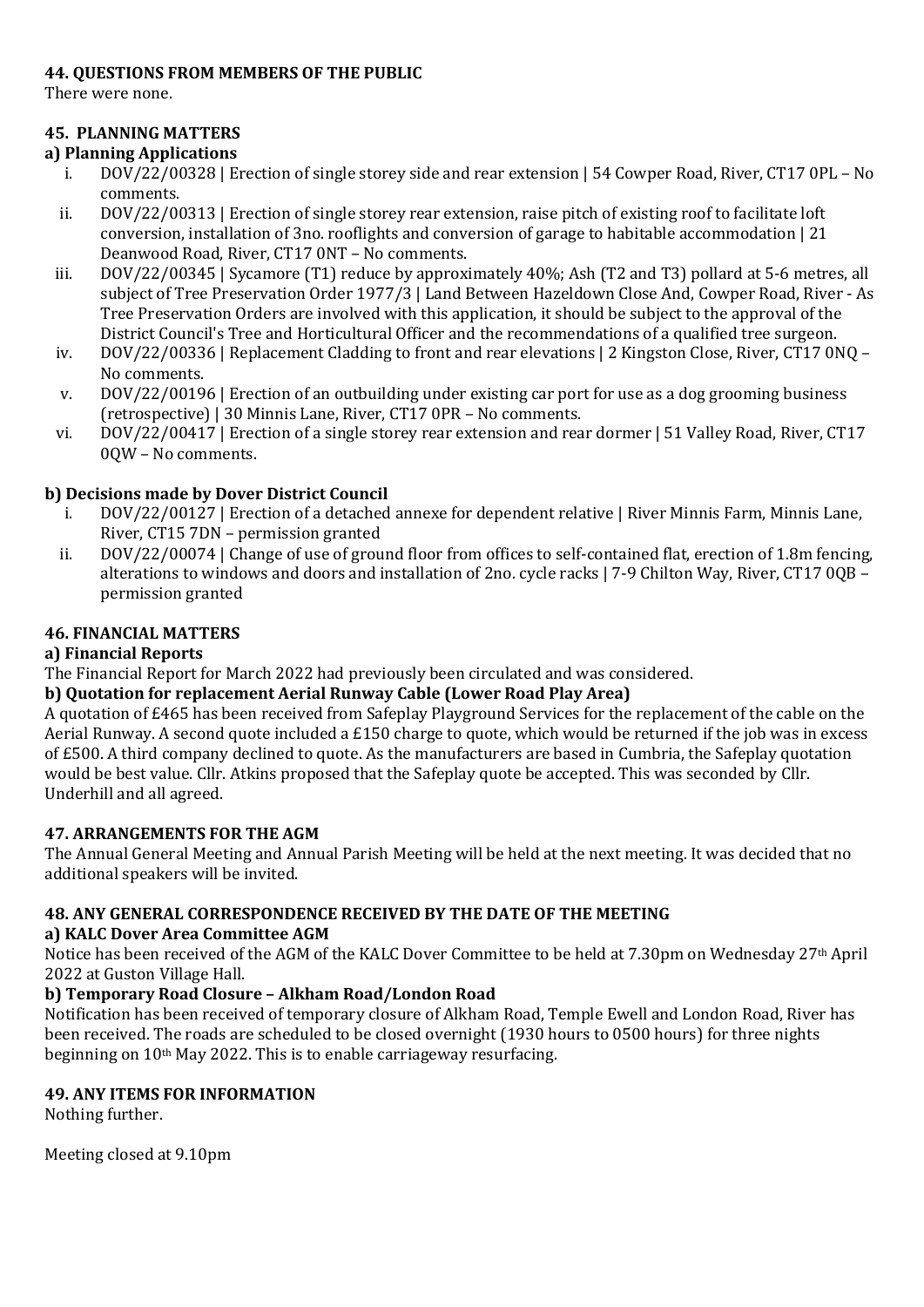## 44. QUESTIONS FROM MEMBERS OF THE PUBLIC

There were none.

## 45. PLANNING MATTERS

### a) Planning Applications

i. DOV/22/00328 | Erection of single storey side and rear extension | 54 Cowper Road, River, CT17 0PL – No comments.

ii. DOV/22/00313 | Erection of single storey rear extension, raise pitch of existing roof to facilitate loft conversion, installation of 3no. rooflights and conversion of garage to habitable accommodation | 21 Deanwood Road, River, CT17 0NT – No comments.

iii. DOV/22/00345 | Sycamore (T1) reduce by approximately 40%; Ash (T2 and T3) pollard at 5-6 metres, all subject of Tree Preservation Order 1977/3 | Land Between Hazeldown Close And, Cowper Road, River - As Tree Preservation Orders are involved with this application, it should be subject to the approval of the District Council's Tree and Horticultural Officer and the recommendations of a qualified tree surgeon.

iv. DOV/22/00336 | Replacement Cladding to front and rear elevations | 2 Kingston Close, River, CT17 0NQ – No comments.

v. DOV/22/00196 | Erection of an outbuilding under existing car port for use as a dog grooming business (retrospective) | 30 Minnis Lane, River, CT17 0PR – No comments.

vi. DOV/22/00417 | Erection of a single storey rear extension and rear dormer | 51 Valley Road, River, CT17 0QW – No comments.

### b) Decisions made by Dover District Council

i. DOV/22/00127 | Erection of a detached annexe for dependent relative | River Minnis Farm, Minnis Lane, River, CT15 7DN – permission granted

ii. DOV/22/00074 | Change of use of ground floor from offices to self-contained flat, erection of 1.8m fencing, alterations to windows and doors and installation of 2no. cycle racks | 7-9 Chilton Way, River, CT17 0QB – permission granted

## 46. FINANCIAL MATTERS

### a) Financial Reports

The Financial Report for March 2022 had previously been circulated and was considered.

### b) Quotation for replacement Aerial Runway Cable (Lower Road Play Area)

A quotation of £465 has been received from Safeplay Playground Services for the replacement of the cable on the Aerial Runway. A second quote included a £150 charge to quote, which would be returned if the job was in excess of £500. A third company declined to quote. As the manufacturers are based in Cumbria, the Safeplay quotation would be best value. Cllr. Atkins proposed that the Safeplay quote be accepted. This was seconded by Cllr. Underhill and all agreed.

## 47. ARRANGEMENTS FOR THE AGM

The Annual General Meeting and Annual Parish Meeting will be held at the next meeting. It was decided that no additional speakers will be invited.

## 48. ANY GENERAL CORRESPONDENCE RECEIVED BY THE DATE OF THE MEETING

### a) KALC Dover Area Committee AGM

Notice has been received of the AGM of the KALC Dover Committee to be held at 7.30pm on Wednesday 27th April 2022 at Guston Village Hall.

### b) Temporary Road Closure – Alkham Road/London Road

Notification has been received of temporary closure of Alkham Road, Temple Ewell and London Road, River has been received. The roads are scheduled to be closed overnight (1930 hours to 0500 hours) for three nights beginning on 10th May 2022. This is to enable carriageway resurfacing.

## 49. ANY ITEMS FOR INFORMATION

Nothing further.

Meeting closed at 9.10pm